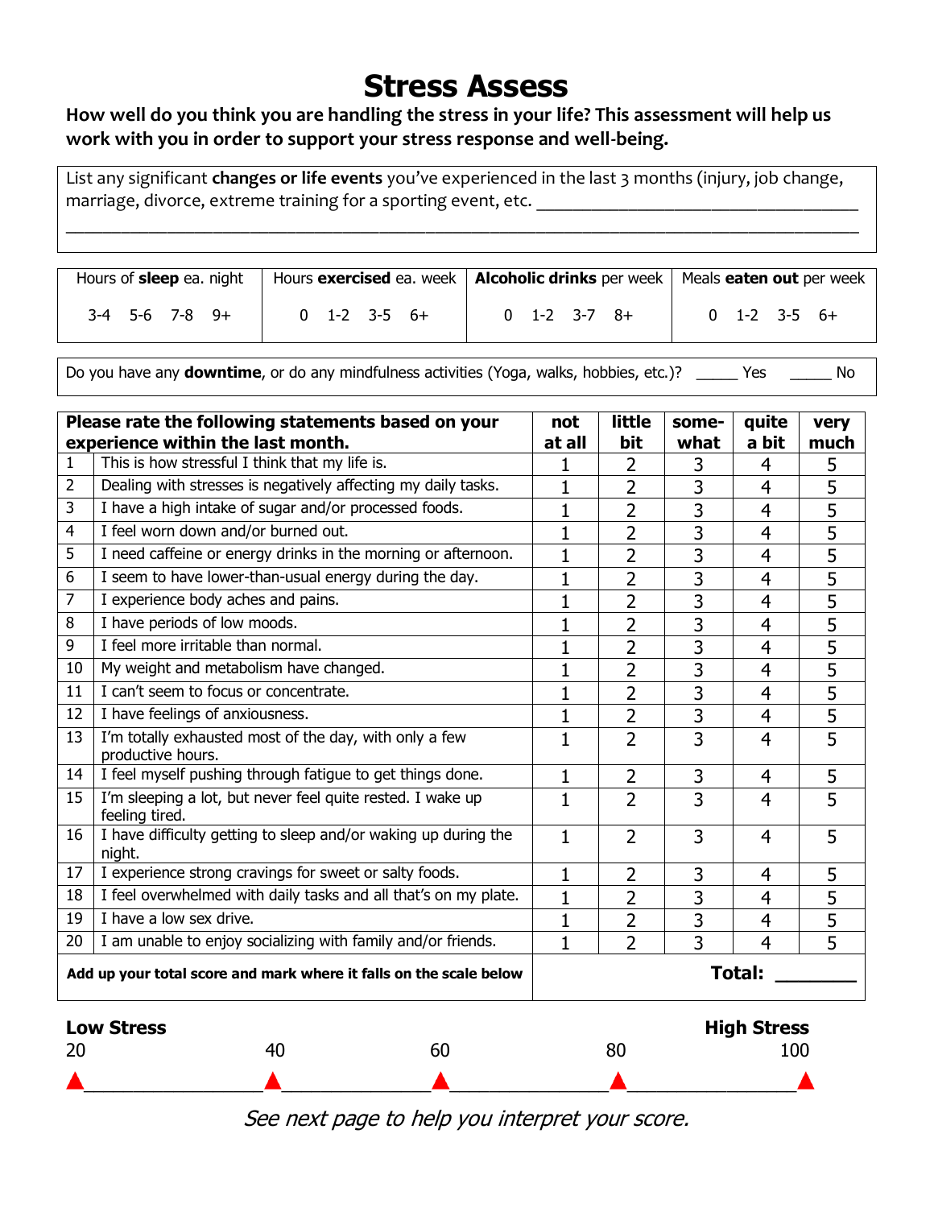# Stress Assess

**How well do you think you are handling the stress in your life? This assessment will help us work with you in order to support your stress response and well-being.**

List any significant **changes or life events** you've experienced in the last 3 months (injury, job change, marriage, divorce, extreme training for a sporting event, etc. ____________________________________

__________________________________________________________________________________________

| Hours of **sleep** ea. night | Hours **exercised** ea. week | **Alcoholic drinks** per week | Meals **eaten out** per week |
|---|---|---|---|
| 3-4   5-6   7-8   9+ | 0   1-2   3-5   6+ | 0   1-2   3-7   8+ | 0   1-2   3-5   6+ |

Do you have any **downtime**, or do any mindfulness activities (Yoga, walks, hobbies, etc.)? _____ Yes _____ No

| | **Please rate the following statements based on your experience within the last month.** | **not at all** | **little bit** | **some-what** | **quite a bit** | **very much** |
|---|---|---|---|---|---|---|
| 1 | This is how stressful I think that my life is. | 1 | 2 | 3 | 4 | 5 |
| 2 | Dealing with stresses is negatively affecting my daily tasks. | 1 | 2 | 3 | 4 | 5 |
| 3 | I have a high intake of sugar and/or processed foods. | 1 | 2 | 3 | 4 | 5 |
| 4 | I feel worn down and/or burned out. | 1 | 2 | 3 | 4 | 5 |
| 5 | I need caffeine or energy drinks in the morning or afternoon. | 1 | 2 | 3 | 4 | 5 |
| 6 | I seem to have lower-than-usual energy during the day. | 1 | 2 | 3 | 4 | 5 |
| 7 | I experience body aches and pains. | 1 | 2 | 3 | 4 | 5 |
| 8 | I have periods of low moods. | 1 | 2 | 3 | 4 | 5 |
| 9 | I feel more irritable than normal. | 1 | 2 | 3 | 4 | 5 |
| 10 | My weight and metabolism have changed. | 1 | 2 | 3 | 4 | 5 |
| 11 | I can't seem to focus or concentrate. | 1 | 2 | 3 | 4 | 5 |
| 12 | I have feelings of anxiousness. | 1 | 2 | 3 | 4 | 5 |
| 13 | I'm totally exhausted most of the day, with only a few productive hours. | 1 | 2 | 3 | 4 | 5 |
| 14 | I feel myself pushing through fatigue to get things done. | 1 | 2 | 3 | 4 | 5 |
| 15 | I'm sleeping a lot, but never feel quite rested. I wake up feeling tired. | 1 | 2 | 3 | 4 | 5 |
| 16 | I have difficulty getting to sleep and/or waking up during the night. | 1 | 2 | 3 | 4 | 5 |
| 17 | I experience strong cravings for sweet or salty foods. | 1 | 2 | 3 | 4 | 5 |
| 18 | I feel overwhelmed with daily tasks and all that's on my plate. | 1 | 2 | 3 | 4 | 5 |
| 19 | I have a low sex drive. | 1 | 2 | 3 | 4 | 5 |
| 20 | I am unable to enjoy socializing with family and/or friends. | 1 | 2 | 3 | 4 | 5 |
| | **Add up your total score and mark where it falls on the scale below** | | | | **Total:** | ________ |

**Low Stress** — **High Stress**

20 ——— 40 ——— 60 ——— 80 ——— 100

*See next page to help you interpret your score.*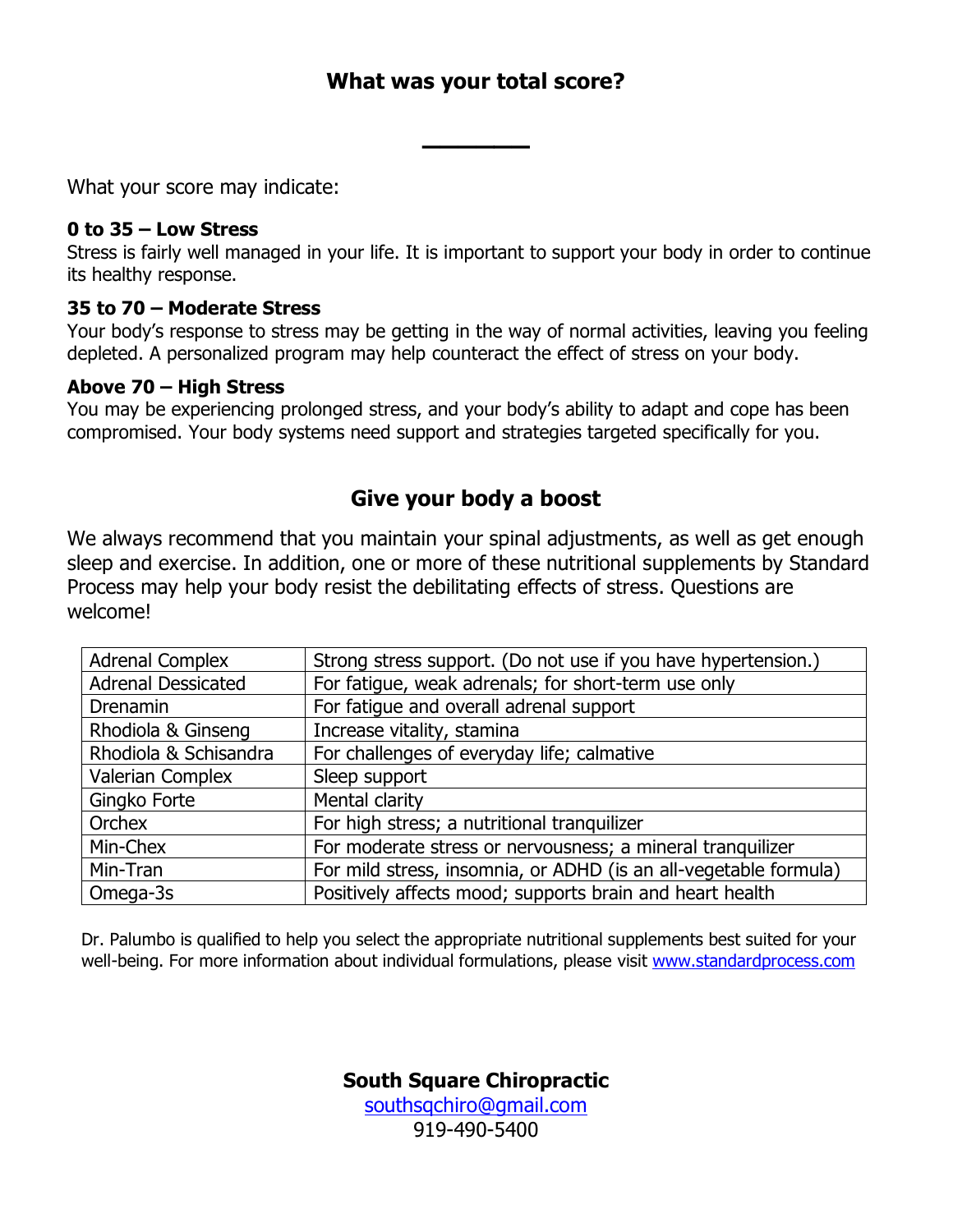## What was your total score?

\_\_\_\_\_\_\_\_

What your score may indicate:

**0 to 35 – Low Stress**
Stress is fairly well managed in your life. It is important to support your body in order to continue its healthy response.

**35 to 70 – Moderate Stress**
Your body's response to stress may be getting in the way of normal activities, leaving you feeling depleted. A personalized program may help counteract the effect of stress on your body.

**Above 70 – High Stress**
You may be experiencing prolonged stress, and your body's ability to adapt and cope has been compromised. Your body systems need support and strategies targeted specifically for you.

## Give your body a boost

We always recommend that you maintain your spinal adjustments, as well as get enough sleep and exercise. In addition, one or more of these nutritional supplements by Standard Process may help your body resist the debilitating effects of stress. Questions are welcome!

| | |
|---|---|
| Adrenal Complex | Strong stress support. (Do not use if you have hypertension.) |
| Adrenal Dessicated | For fatigue, weak adrenals; for short-term use only |
| Drenamin | For fatigue and overall adrenal support |
| Rhodiola & Ginseng | Increase vitality, stamina |
| Rhodiola & Schisandra | For challenges of everyday life; calmative |
| Valerian Complex | Sleep support |
| Gingko Forte | Mental clarity |
| Orchex | For high stress; a nutritional tranquilizer |
| Min-Chex | For moderate stress or nervousness; a mineral tranquilizer |
| Min-Tran | For mild stress, insomnia, or ADHD (is an all-vegetable formula) |
| Omega-3s | Positively affects mood; supports brain and heart health |

Dr. Palumbo is qualified to help you select the appropriate nutritional supplements best suited for your well-being. For more information about individual formulations, please visit www.standardprocess.com

**South Square Chiropractic**
southsqchiro@gmail.com
919-490-5400